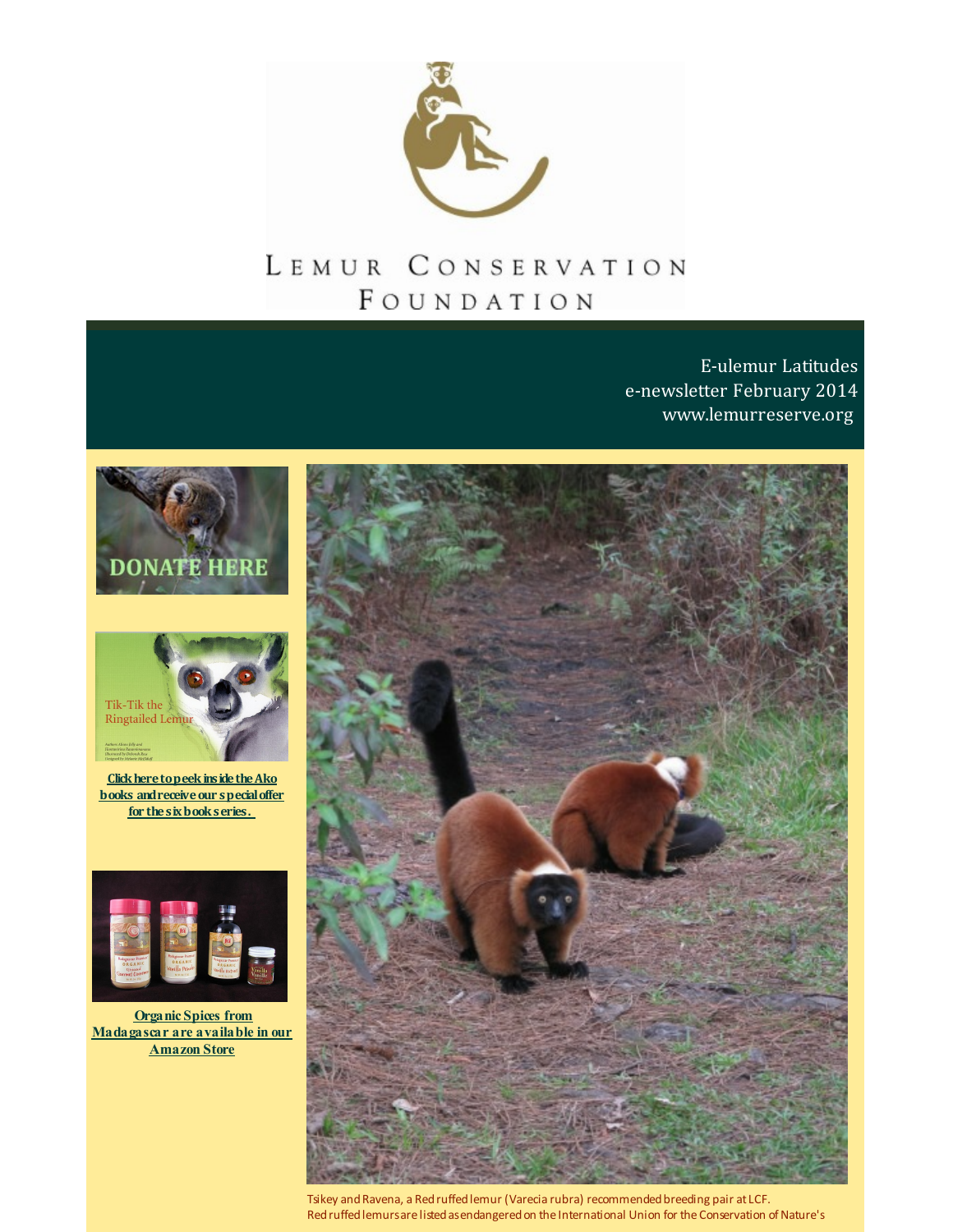# Lemur Conservation Foundation

E-ulemur Latitudes
e-newsletter February 2014
www.lemurreserve.org

DONATE HERE

Tik-Tik the Ringtailed Lemur

**Click here to peek inside the Ako books and receive our special offer for the six book series.**

**Organic Spices from Madagascar are available in our Amazon Store**

Tsikey and Ravena, a Red ruffed lemur (Varecia rubra) recommended breeding pair at LCF.
Red ruffed lemurs are listed as endangered on the International Union for the Conservation of Nature's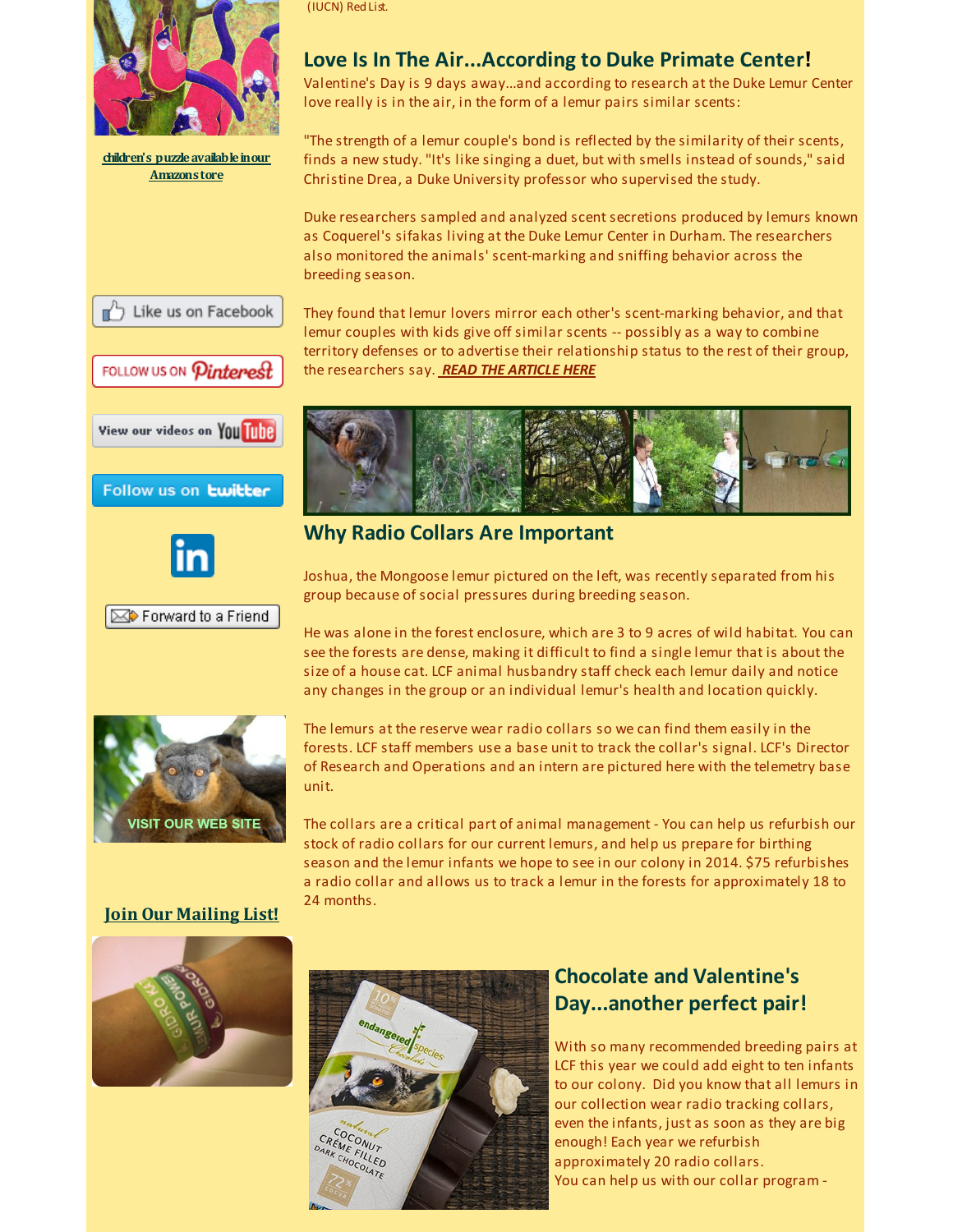(IUCN) Red List.

children's puzzle available in our Amazon store

Like us on Facebook

FOLLOW US ON Pinterest

View our videos on YouTube

Follow us on twitter

Forward to a Friend

VISIT OUR WEB SITE

Join Our Mailing List!

## Love Is In The Air...According to Duke Primate Center!

Valentine's Day is 9 days away...and according to research at the Duke Lemur Center love really is in the air, in the form of a lemur pairs similar scents:

"The strength of a lemur couple's bond is reflected by the similarity of their scents, finds a new study. "It's like singing a duet, but with smells instead of sounds," said Christine Drea, a Duke University professor who supervised the study.

Duke researchers sampled and analyzed scent secretions produced by lemurs known as Coquerel's sifakas living at the Duke Lemur Center in Durham. The researchers also monitored the animals' scent-marking and sniffing behavior across the breeding season.

They found that lemur lovers mirror each other's scent-marking behavior, and that lemur couples with kids give off similar scents -- possibly as a way to combine territory defenses or to advertise their relationship status to the rest of their group, the researchers say. ***READ THE ARTICLE HERE***

## Why Radio Collars Are Important

Joshua, the Mongoose lemur pictured on the left, was recently separated from his group because of social pressures during breeding season.

He was alone in the forest enclosure, which are 3 to 9 acres of wild habitat. You can see the forests are dense, making it difficult to find a single lemur that is about the size of a house cat. LCF animal husbandry staff check each lemur daily and notice any changes in the group or an individual lemur's health and location quickly.

The lemurs at the reserve wear radio collars so we can find them easily in the forests. LCF staff members use a base unit to track the collar's signal. LCF's Director of Research and Operations and an intern are pictured here with the telemetry base unit.

The collars are a critical part of animal management - You can help us refurbish our stock of radio collars for our current lemurs, and help us prepare for birthing season and the lemur infants we hope to see in our colony in 2014. $75 refurbishes a radio collar and allows us to track a lemur in the forests for approximately 18 to 24 months.

## Chocolate and Valentine's Day...another perfect pair!

With so many recommended breeding pairs at LCF this year we could add eight to ten infants to our colony. Did you know that all lemurs in our collection wear radio tracking collars, even the infants, just as soon as they are big enough! Each year we refurbish approximately 20 radio collars.
You can help us with our collar program -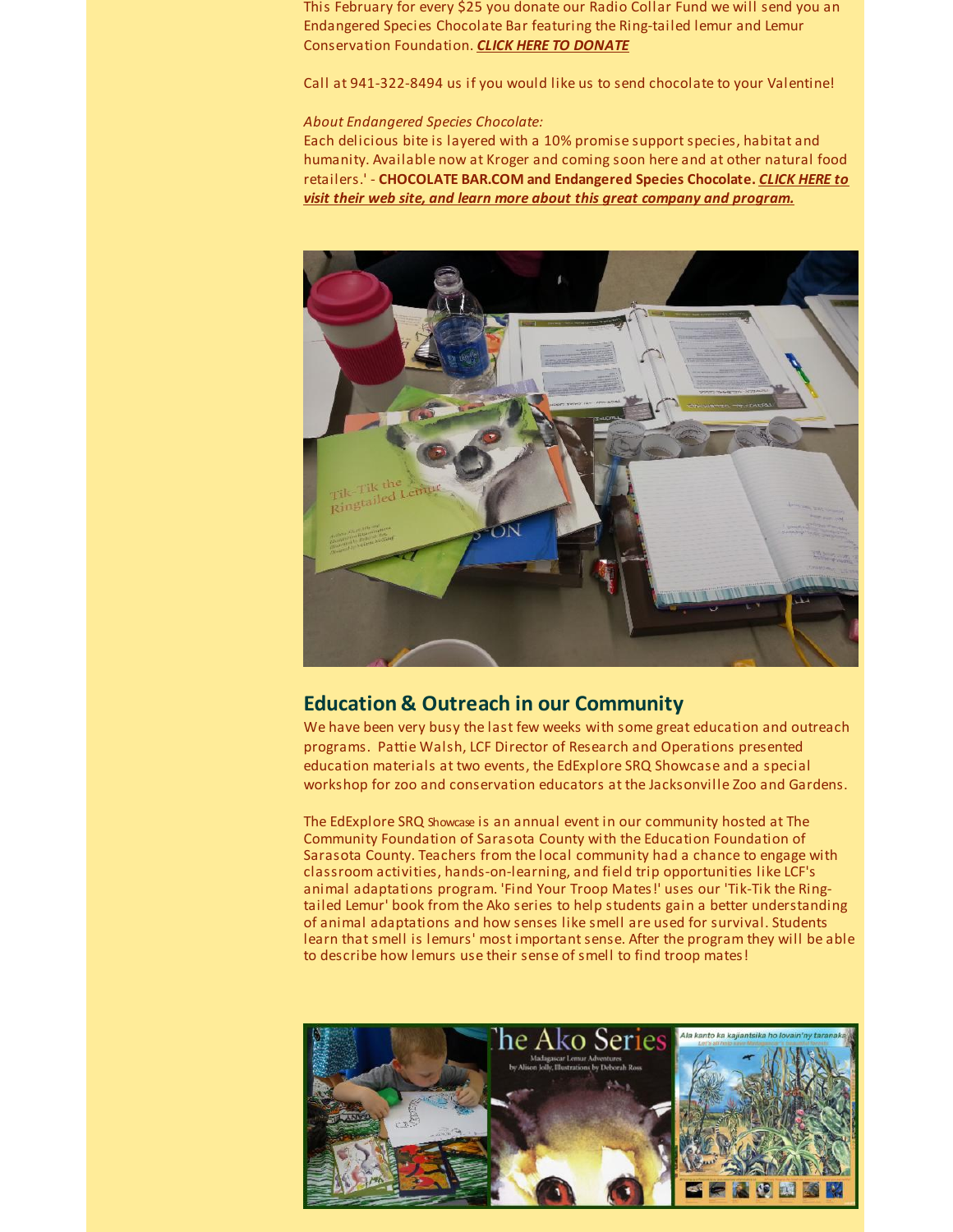This February for every $25 you donate our Radio Collar Fund we will send you an Endangered Species Chocolate Bar featuring the Ring-tailed lemur and Lemur Conservation Foundation. ***CLICK HERE TO DONATE***

Call at 941-322-8494 us if you would like us to send chocolate to your Valentine!

*About Endangered Species Chocolate:*

Each delicious bite is layered with a 10% promise support species, habitat and humanity. Available now at Kroger and coming soon here and at other natural food retailers.' - **CHOCOLATE BAR.COM and Endangered Species Chocolate.** ***CLICK HERE to visit their web site, and learn more about this great company and program.***

## Education & Outreach in our Community

We have been very busy the last few weeks with some great education and outreach programs. Pattie Walsh, LCF Director of Research and Operations presented education materials at two events, the EdExplore SRQ Showcase and a special workshop for zoo and conservation educators at the Jacksonville Zoo and Gardens.

The EdExplore SRQ Showcase is an annual event in our community hosted at The Community Foundation of Sarasota County with the Education Foundation of Sarasota County. Teachers from the local community had a chance to engage with classroom activities, hands-on-learning, and field trip opportunities like LCF's animal adaptations program. 'Find Your Troop Mates!' uses our 'Tik-Tik the Ring-tailed Lemur' book from the Ako series to help students gain a better understanding of animal adaptations and how senses like smell are used for survival. Students learn that smell is lemurs' most important sense. After the program they will be able to describe how lemurs use their sense of smell to find troop mates!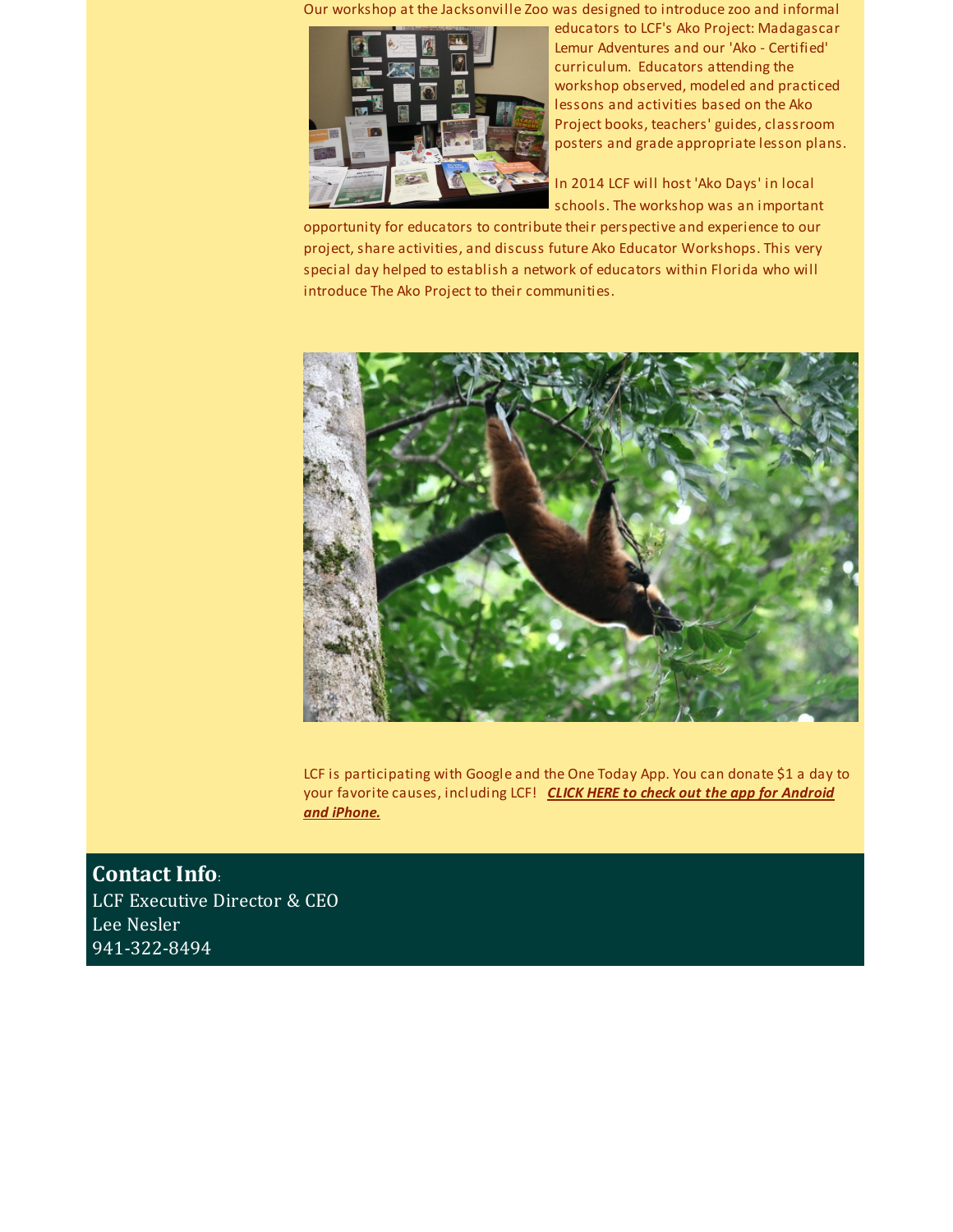Our workshop at the Jacksonville Zoo was designed to introduce zoo and informal educators to LCF's Ako Project: Madagascar Lemur Adventures and our 'Ako - Certified' curriculum. Educators attending the workshop observed, modeled and practiced lessons and activities based on the Ako Project books, teachers' guides, classroom posters and grade appropriate lesson plans.

In 2014 LCF will host 'Ako Days' in local schools. The workshop was an important opportunity for educators to contribute their perspective and experience to our project, share activities, and discuss future Ako Educator Workshops. This very special day helped to establish a network of educators within Florida who will introduce The Ako Project to their communities.

LCF is participating with Google and the One Today App. You can donate $1 a day to your favorite causes, including LCF! ***CLICK HERE to check out the app for Android and iPhone.***

**Contact Info**:
LCF Executive Director & CEO
Lee Nesler
941-322-8494